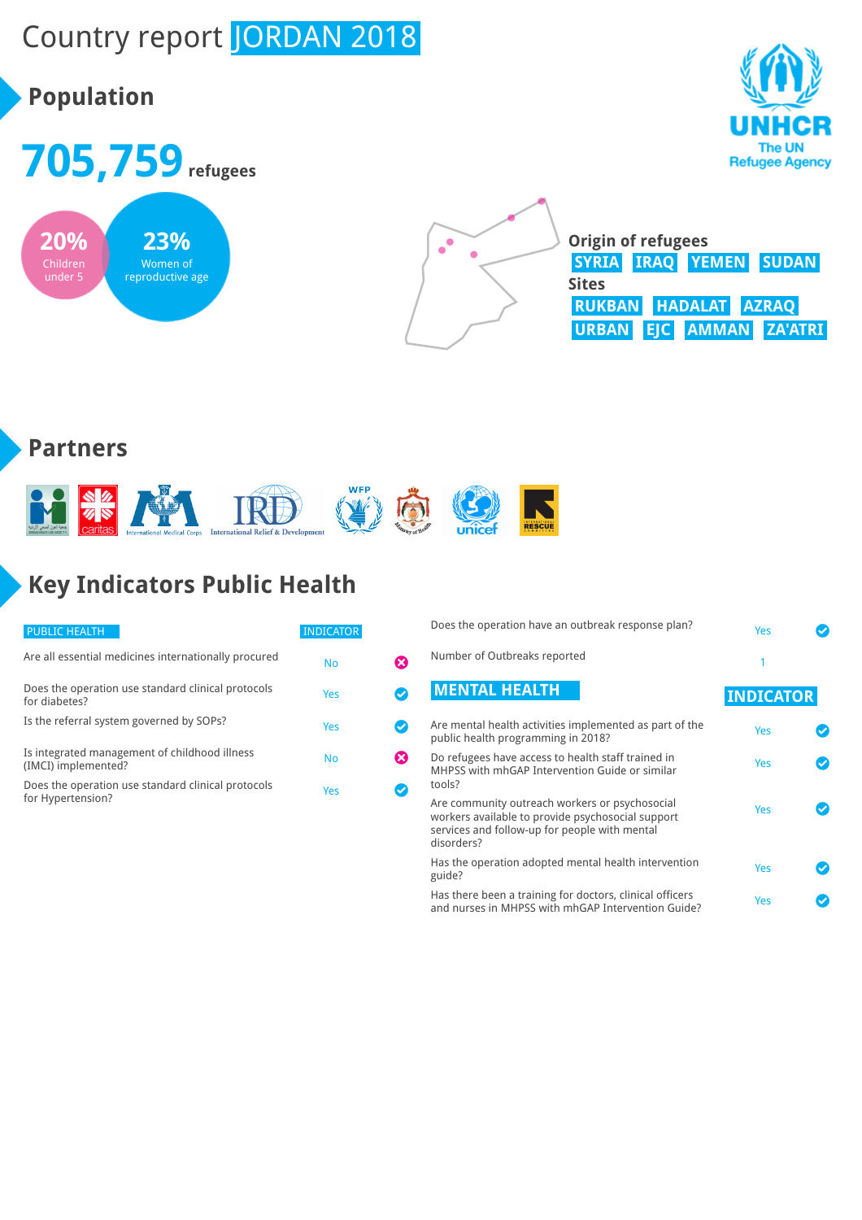# Country report JORDAN 2018

## Population

**705,759** refugees

**20%** Children under 5

**23%** Women of reproductive age

**Origin of refugees**

SYRIA IRAQ YEMEN SUDAN

**Sites**

RUKBAN HADALAT AZRAQ URBAN EJC AMMAN ZA'ATRI

## Partners

## Key Indicators Public Health

| PUBLIC HEALTH | INDICATOR |
|---|---|
| Are all essential medicines internationally procured | No |
| Does the operation use standard clinical protocols for diabetes? | Yes |
| Is the referral system governed by SOPs? | Yes |
| Is integrated management of childhood illness (IMCI) implemented? | No |
| Does the operation use standard clinical protocols for Hypertension? | Yes |
| Does the operation have an outbreak response plan? | Yes |
| Number of Outbreaks reported | 1 |

| MENTAL HEALTH | INDICATOR |
|---|---|
| Are mental health activities implemented as part of the public health programming in 2018? | Yes |
| Do refugees have access to health staff trained in MHPSS with mhGAP Intervention Guide or similar tools? | Yes |
| Are community outreach workers or psychosocial workers available to provide psychosocial support services and follow-up for people with mental disorders? | Yes |
| Has the operation adopted mental health intervention guide? | Yes |
| Has there been a training for doctors, clinical officers and nurses in MHPSS with mhGAP Intervention Guide? | Yes |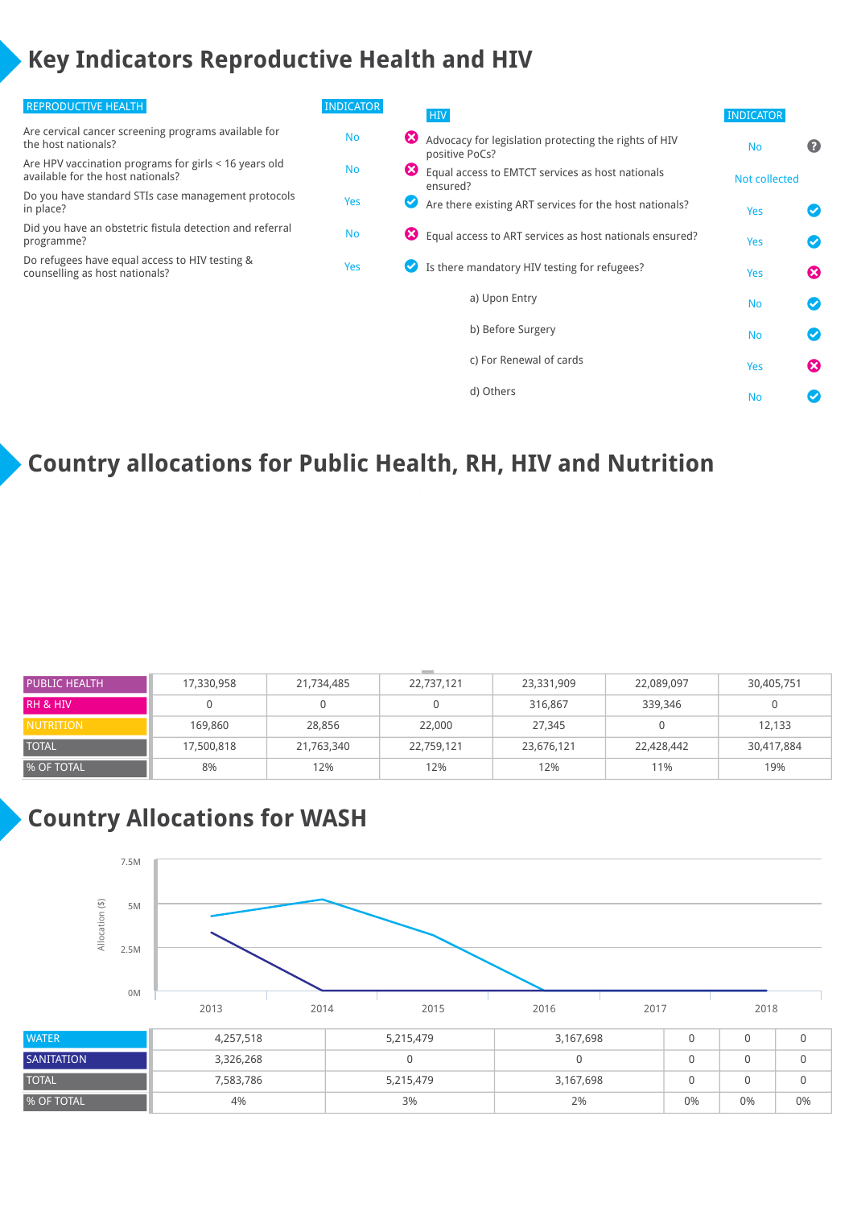# Key Indicators Reproductive Health and HIV

| REPRODUCTIVE HEALTH | INDICATOR |
|---|---|
| Are cervical cancer screening programs available for the host nationals? | No |
| Are HPV vaccination programs for girls < 16 years old available for the host nationals? | No |
| Do you have standard STIs case management protocols in place? | Yes |
| Did you have an obstetric fistula detection and referral programme? | No |
| Do refugees have equal access to HIV testing & counselling as host nationals? | Yes |

| HIV | INDICATOR |
|---|---|
| Advocacy for legislation protecting the rights of HIV positive PoCs? | No |
| Equal access to EMTCT services as host nationals ensured? | Not collected |
| Are there existing ART services for the host nationals? | Yes |
| Equal access to ART services as host nationals ensured? | Yes |
| Is there mandatory HIV testing for refugees? | Yes |
| a) Upon Entry | No |
| b) Before Surgery | No |
| c) For Renewal of cards | Yes |
| d) Others | No |

# Country allocations for Public Health, RH, HIV and Nutrition

| | | | | | | |
|---|---|---|---|---|---|---|
| PUBLIC HEALTH | 17,330,958 | 21,734,485 | 22,737,121 | 23,331,909 | 22,089,097 | 30,405,751 |
| RH & HIV | 0 | 0 | 0 | 316,867 | 339,346 | 0 |
| NUTRITION | 169,860 | 28,856 | 22,000 | 27,345 | 0 | 12,133 |
| TOTAL | 17,500,818 | 21,763,340 | 22,759,121 | 23,676,121 | 22,428,442 | 30,417,884 |
| % OF TOTAL | 8% | 12% | 12% | 12% | 11% | 19% |

# Country Allocations for WASH

Allocation ($)

7.5M
5M
2.5M
0M

2013 2014 2015 2016 2017 2018

| | | | | | | |
|---|---|---|---|---|---|---|
| WATER | 4,257,518 | 5,215,479 | 3,167,698 | 0 | 0 | 0 |
| SANITATION | 3,326,268 | 0 | 0 | 0 | 0 | 0 |
| TOTAL | 7,583,786 | 5,215,479 | 3,167,698 | 0 | 0 | 0 |
| % OF TOTAL | 4% | 3% | 2% | 0% | 0% | 0% |